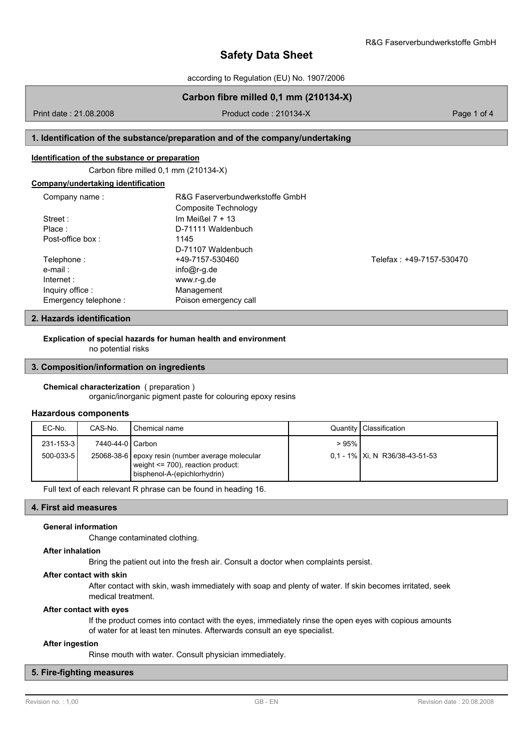# Safety Data Sheet

according to Regulation (EU) No. 1907/2006

## Carbon fibre milled 0,1 mm (210134-X)

Print date : 21.08.2008 | Product code : 210134-X

## 1. Identification of the substance/preparation and of the company/undertaking

**Identification of the substance or preparation**

Carbon fibre milled 0,1 mm (210134-X)

**Company/undertaking identification**

| | |
|---|---|
| Company name : | R&G Faserverbundwerkstoffe GmbH<br>Composite Technology |
| Street : | Im Meißel 7 + 13 |
| Place : | D-71111 Waldenbuch |
| Post-office box : | 1145<br>D-71107 Waldenbuch |
| Telephone : | +49-7157-530460 |
| Telefax : | +49-7157-530470 |
| e-mail : | info@r-g.de |
| Internet : | www.r-g.de |
| Inquiry office : | Management |
| Emergency telephone : | Poison emergency call |

## 2. Hazards identification

**Explication of special hazards for human health and environment**

no potential risks

## 3. Composition/information on ingredients

**Chemical characterization** ( preparation )

organic/inorganic pigment paste for colouring epoxy resins

### Hazardous components

| EC-No. | CAS-No. | Chemical name | Quantity | Classification |
|---|---|---|---|---|
| 231-153-3 | 7440-44-0 | Carbon | > 95% | |
| 500-033-5 | 25068-38-6 | epoxy resin (number average molecular weight <= 700), reaction product: bisphenol-A-(epichlorhydrin) | 0,1 - 1% | Xi, N R36/38-43-51-53 |

Full text of each relevant R phrase can be found in heading 16.

## 4. First aid measures

**General information**

Change contaminated clothing.

**After inhalation**

Bring the patient out into the fresh air. Consult a doctor when complaints persist.

**After contact with skin**

After contact with skin, wash immediately with soap and plenty of water. If skin becomes irritated, seek medical treatment.

**After contact with eyes**

If the product comes into contact with the eyes, immediately rinse the open eyes with copious amounts of water for at least ten minutes. Afterwards consult an eye specialist.

**After ingestion**

Rinse mouth with water. Consult physician immediately.

## 5. Fire-fighting measures

Revision no. : 1,00 | GB - EN | Revision date : 20.08.2008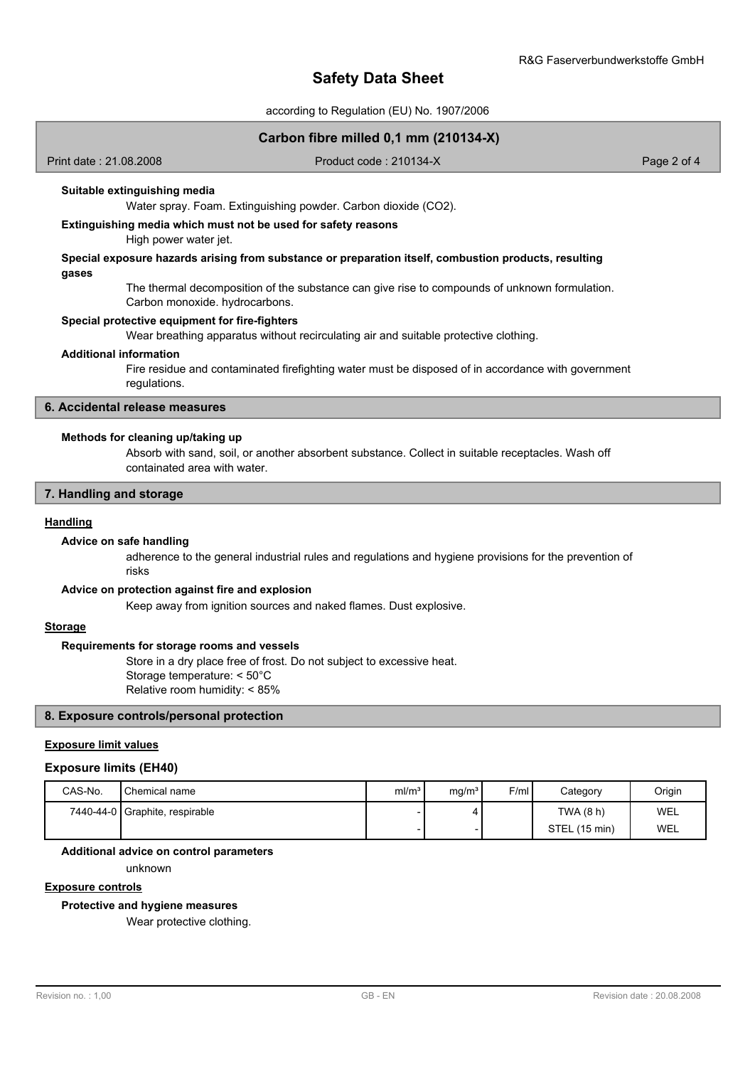**Suitable extinguishing media**

Water spray. Foam. Extinguishing powder. Carbon dioxide ($CO_2$).

**Extinguishing media which must not be used for safety reasons**

High power water jet.

**Special exposure hazards arising from substance or preparation itself, combustion products, resulting gases**

The thermal decomposition of the substance can give rise to compounds of unknown formulation. Carbon monoxide. hydrocarbons.

**Special protective equipment for fire-fighters**

Wear breathing apparatus without recirculating air and suitable protective clothing.

**Additional information**

Fire residue and contaminated firefighting water must be disposed of in accordance with government regulations.

## 6. Accidental release measures

**Methods for cleaning up/taking up**

Absorb with sand, soil, or another absorbent substance. Collect in suitable receptacles. Wash off containated area with water.

## 7. Handling and storage

### Handling

**Advice on safe handling**

adherence to the general industrial rules and regulations and hygiene provisions for the prevention of risks

**Advice on protection against fire and explosion**

Keep away from ignition sources and naked flames. Dust explosive.

### Storage

**Requirements for storage rooms and vessels**

Store in a dry place free of frost. Do not subject to excessive heat.
Storage temperature: < 50°C
Relative room humidity: < 85%

## 8. Exposure controls/personal protection

### Exposure limit values

### Exposure limits (EH40)

| CAS-No. | Chemical name | ml/m³ | mg/m³ | F/ml | Category | Origin |
|---|---|---|---|---|---|---|
| 7440-44-0 | Graphite, respirable | - | 4 | | TWA (8 h) | WEL |
| | | - | - | | STEL (15 min) | WEL |

**Additional advice on control parameters**

unknown

### Exposure controls

**Protective and hygiene measures**

Wear protective clothing.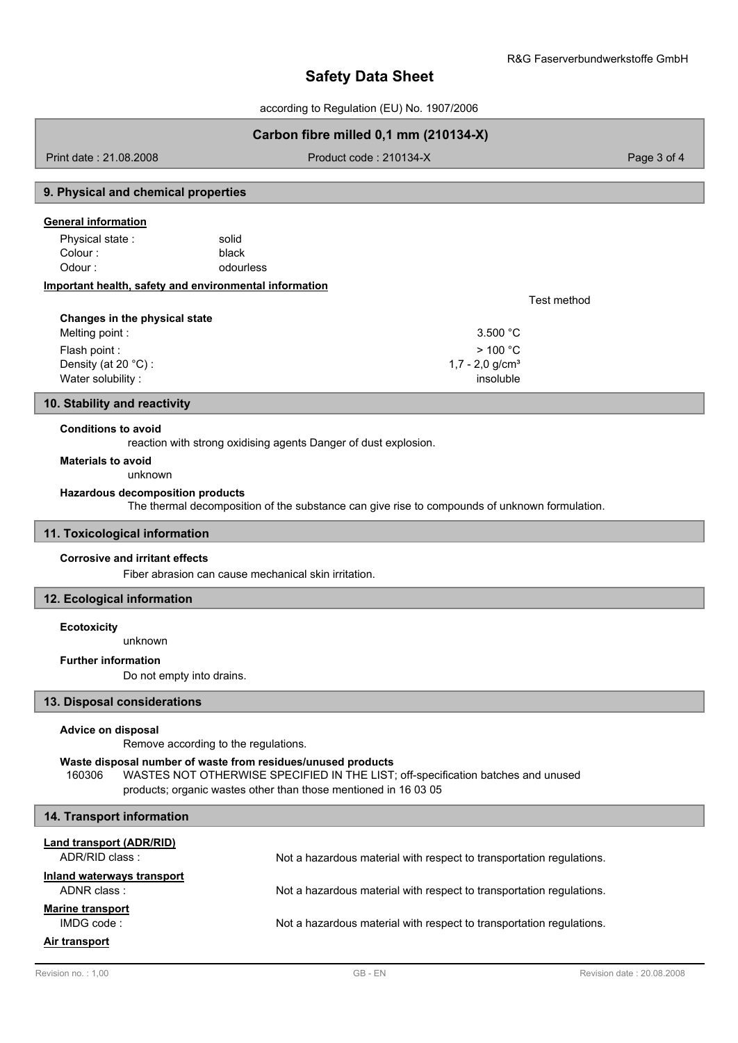## 9. Physical and chemical properties

**General information**

| | |
|---|---|
| Physical state : | solid |
| Colour : | black |
| Odour : | odourless |

**Important health, safety and environmental information**

| | | Test method |
|---|---|---|
| **Changes in the physical state** | | |
| Melting point : | 3.500 °C | |
| Flash point : | > 100 °C | |
| Density (at 20 °C) : | 1,7 - 2,0 g/cm³ | |
| Water solubility : | insoluble | |

## 10. Stability and reactivity

**Conditions to avoid**

reaction with strong oxidising agents Danger of dust explosion.

**Materials to avoid**

unknown

**Hazardous decomposition products**

The thermal decomposition of the substance can give rise to compounds of unknown formulation.

## 11. Toxicological information

**Corrosive and irritant effects**

Fiber abrasion can cause mechanical skin irritation.

## 12. Ecological information

**Ecotoxicity**

unknown

**Further information**

Do not empty into drains.

## 13. Disposal considerations

**Advice on disposal**

Remove according to the regulations.

**Waste disposal number of waste from residues/unused products**

160306 WASTES NOT OTHERWISE SPECIFIED IN THE LIST; off-specification batches and unused products; organic wastes other than those mentioned in 16 03 05

## 14. Transport information

**Land transport (ADR/RID)**

ADR/RID class : Not a hazardous material with respect to transportation regulations.

**Inland waterways transport**

ADNR class : Not a hazardous material with respect to transportation regulations.

**Marine transport**

IMDG code : Not a hazardous material with respect to transportation regulations.

**Air transport**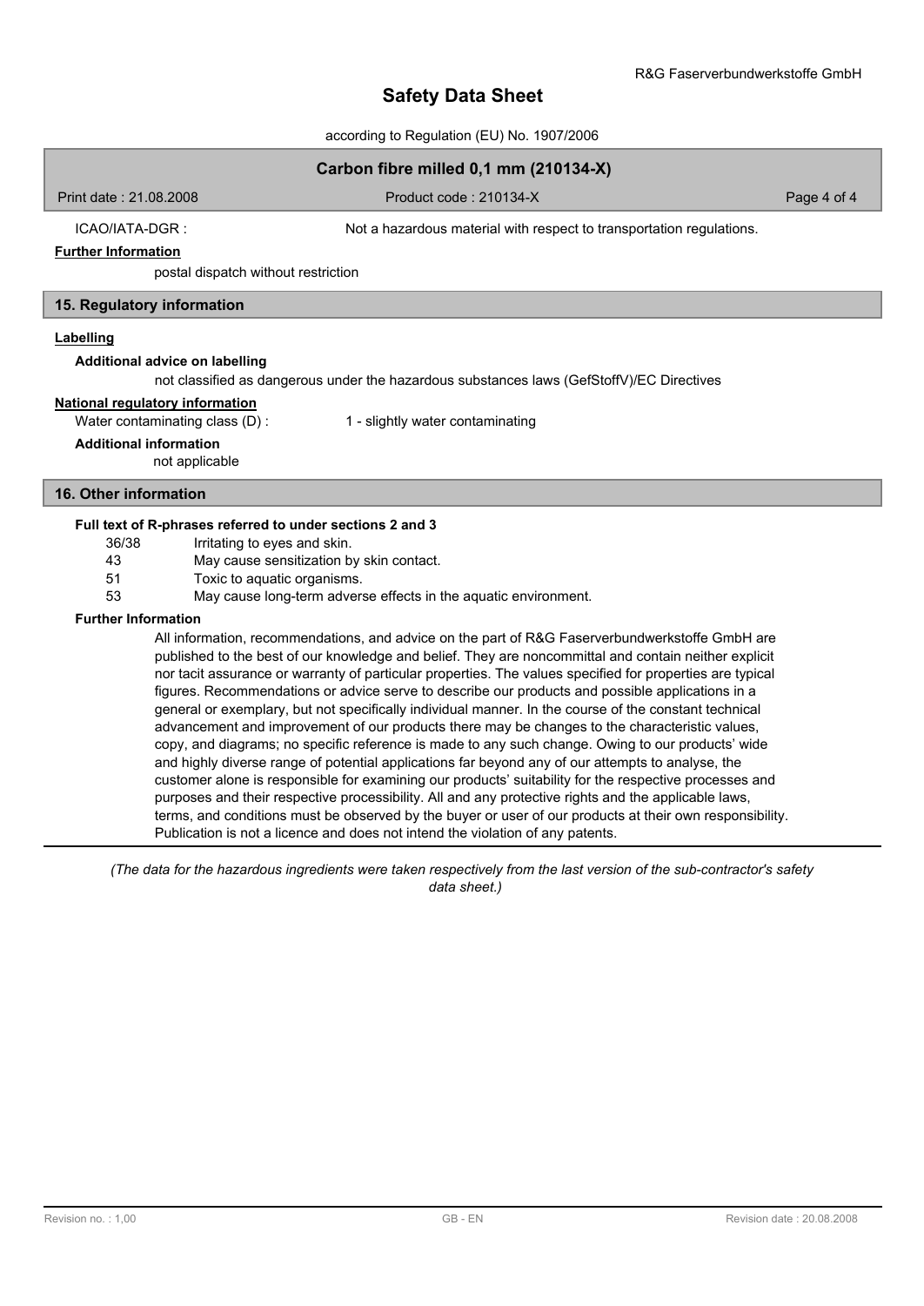ICAO/IATA-DGR : Not a hazardous material with respect to transportation regulations.

**Further Information**

postal dispatch without restriction

## 15. Regulatory information

**Labelling**

**Additional advice on labelling**

not classified as dangerous under the hazardous substances laws (GefStoffV)/EC Directives

**National regulatory information**

Water contaminating class (D) : 1 - slightly water contaminating

**Additional information**

not applicable

## 16. Other information

**Full text of R-phrases referred to under sections 2 and 3**

| | |
|---|---|
| 36/38 | Irritating to eyes and skin. |
| 43 | May cause sensitization by skin contact. |
| 51 | Toxic to aquatic organisms. |
| 53 | May cause long-term adverse effects in the aquatic environment. |

**Further Information**

All information, recommendations, and advice on the part of R&G Faserverbundwerkstoffe GmbH are published to the best of our knowledge and belief. They are noncommittal and contain neither explicit nor tacit assurance or warranty of particular properties. The values specified for properties are typical figures. Recommendations or advice serve to describe our products and possible applications in a general or exemplary, but not specifically individual manner. In the course of the constant technical advancement and improvement of our products there may be changes to the characteristic values, copy, and diagrams; no specific reference is made to any such change. Owing to our products' wide and highly diverse range of potential applications far beyond any of our attempts to analyse, the customer alone is responsible for examining our products' suitability for the respective processes and purposes and their respective processibility. All and any protective rights and the applicable laws, terms, and conditions must be observed by the buyer or user of our products at their own responsibility. Publication is not a licence and does not intend the violation of any patents.

*(The data for the hazardous ingredients were taken respectively from the last version of the sub-contractor's safety data sheet.)*